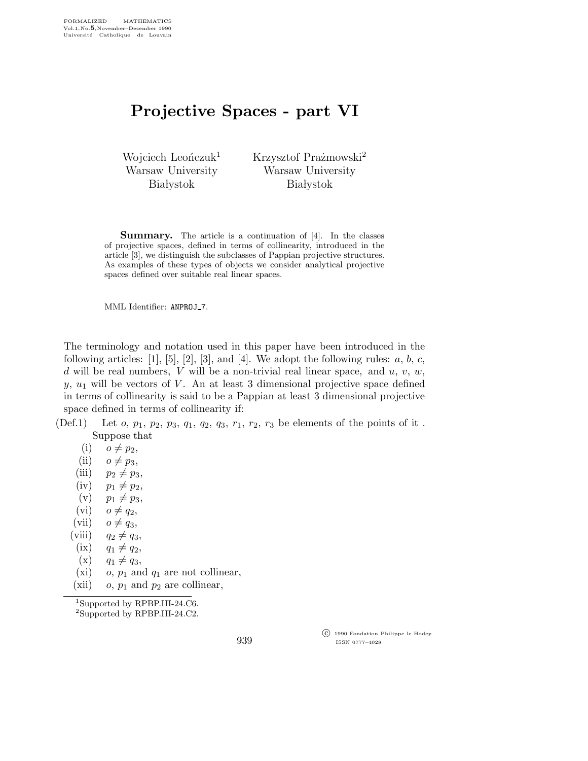# Projective Spaces - part VI

Wojciech Leończuk[1]
Warsaw University
Białystok

Krzysztof Prażmowski[2]
Warsaw University
Białystok

**Summary.** The article is a continuation of [4]. In the classes of projective spaces, defined in terms of collinearity, introduced in the article [3], we distinguish the subclasses of Pappian projective structures. As examples of these types of objects we consider analytical projective spaces defined over suitable real linear spaces.

MML Identifier: ANPROJ_7.

The terminology and notation used in this paper have been introduced in the following articles: [1], [5], [2], [3], and [4]. We adopt the following rules: $a$, $b$, $c$, $d$ will be real numbers, $V$ will be a non-trivial real linear space, and $u$, $v$, $w$, $y$, $u_1$ will be vectors of $V$. An at least 3 dimensional projective space defined in terms of collinearity is said to be a Pappian at least 3 dimensional projective space defined in terms of collinearity if:

(Def.1) Let $o$, $p_1$, $p_2$, $p_3$, $q_1$, $q_2$, $q_3$, $r_1$, $r_2$, $r_3$ be elements of the points of it . Suppose that

- (i) $o \neq p_2$,
- (ii) $o \neq p_3$,
- (iii) $p_2 \neq p_3$,
- (iv) $p_1 \neq p_2$,
- (v) $p_1 \neq p_3$,
- (vi) $o \neq q_2$,
- (vii) $o \neq q_3$,
- (viii) $q_2 \neq q_3$,
- (ix) $q_1 \neq q_2$,
- (x) $q_1 \neq q_3$,
- (xi) $o$, $p_1$ and $q_1$ are not collinear,
- (xii) $o$, $p_1$ and $p_2$ are collinear,

[1] Supported by RPBP.III-24.C6.

[2] Supported by RPBP.III-24.C2.

© 1990 Fondation Philippe le Hodey
ISSN 0777–4028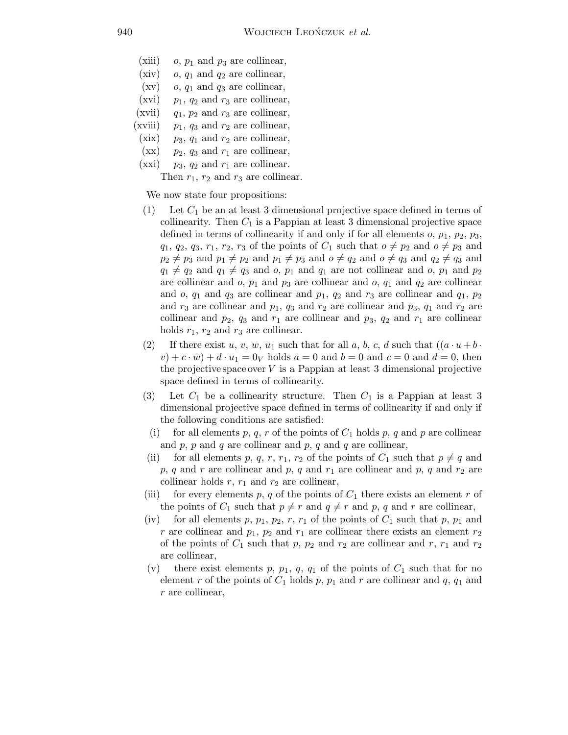(xiii) $o$, $p_1$ and $p_3$ are collinear,

(xiv) $o$, $q_1$ and $q_2$ are collinear,

(xv) $o$, $q_1$ and $q_3$ are collinear,

(xvi) $p_1$, $q_2$ and $r_3$ are collinear,

(xvii) $q_1$, $p_2$ and $r_3$ are collinear,

(xviii) $p_1$, $q_3$ and $r_2$ are collinear,

(xix) $p_3$, $q_1$ and $r_2$ are collinear,

(xx) $p_2$, $q_3$ and $r_1$ are collinear,

(xxi) $p_3$, $q_2$ and $r_1$ are collinear.

Then $r_1$, $r_2$ and $r_3$ are collinear.

We now state four propositions:

(1) Let $C_1$ be an at least 3 dimensional projective space defined in terms of collinearity. Then $C_1$ is a Pappian at least 3 dimensional projective space defined in terms of collinearity if and only if for all elements $o$, $p_1$, $p_2$, $p_3$, $q_1$, $q_2$, $q_3$, $r_1$, $r_2$, $r_3$ of the points of $C_1$ such that $o \neq p_2$ and $o \neq p_3$ and $p_2 \neq p_3$ and $p_1 \neq p_2$ and $p_1 \neq p_3$ and $o \neq q_2$ and $o \neq q_3$ and $q_2 \neq q_3$ and $q_1 \neq q_2$ and $q_1 \neq q_3$ and $o$, $p_1$ and $q_1$ are not collinear and $o$, $p_1$ and $p_2$ are collinear and $o$, $p_1$ and $p_3$ are collinear and $o$, $q_1$ and $q_2$ are collinear and $o$, $q_1$ and $q_3$ are collinear and $p_1$, $q_2$ and $r_3$ are collinear and $q_1$, $p_2$ and $r_3$ are collinear and $p_1$, $q_3$ and $r_2$ are collinear and $p_3$, $q_1$ and $r_2$ are collinear and $p_2$, $q_3$ and $r_1$ are collinear and $p_3$, $q_2$ and $r_1$ are collinear holds $r_1$, $r_2$ and $r_3$ are collinear.

(2) If there exist $u$, $v$, $w$, $u_1$ such that for all $a$, $b$, $c$, $d$ such that $((a \cdot u + b \cdot v) + c \cdot w) + d \cdot u_1 = 0_V$ holds $a = 0$ and $b = 0$ and $c = 0$ and $d = 0$, then the projective space over $V$ is a Pappian at least 3 dimensional projective space defined in terms of collinearity.

(3) Let $C_1$ be a collinearity structure. Then $C_1$ is a Pappian at least 3 dimensional projective space defined in terms of collinearity if and only if the following conditions are satisfied:

(i) for all elements $p$, $q$, $r$ of the points of $C_1$ holds $p$, $q$ and $p$ are collinear and $p$, $p$ and $q$ are collinear and $p$, $q$ and $q$ are collinear,

(ii) for all elements $p$, $q$, $r$, $r_1$, $r_2$ of the points of $C_1$ such that $p \neq q$ and $p$, $q$ and $r$ are collinear and $p$, $q$ and $r_1$ are collinear and $p$, $q$ and $r_2$ are collinear holds $r$, $r_1$ and $r_2$ are collinear,

(iii) for every elements $p$, $q$ of the points of $C_1$ there exists an element $r$ of the points of $C_1$ such that $p \neq r$ and $q \neq r$ and $p$, $q$ and $r$ are collinear,

(iv) for all elements $p$, $p_1$, $p_2$, $r$, $r_1$ of the points of $C_1$ such that $p$, $p_1$ and $r$ are collinear and $p_1$, $p_2$ and $r_1$ are collinear there exists an element $r_2$ of the points of $C_1$ such that $p$, $p_2$ and $r_2$ are collinear and $r$, $r_1$ and $r_2$ are collinear,

(v) there exist elements $p$, $p_1$, $q$, $q_1$ of the points of $C_1$ such that for no element $r$ of the points of $C_1$ holds $p$, $p_1$ and $r$ are collinear and $q$, $q_1$ and $r$ are collinear,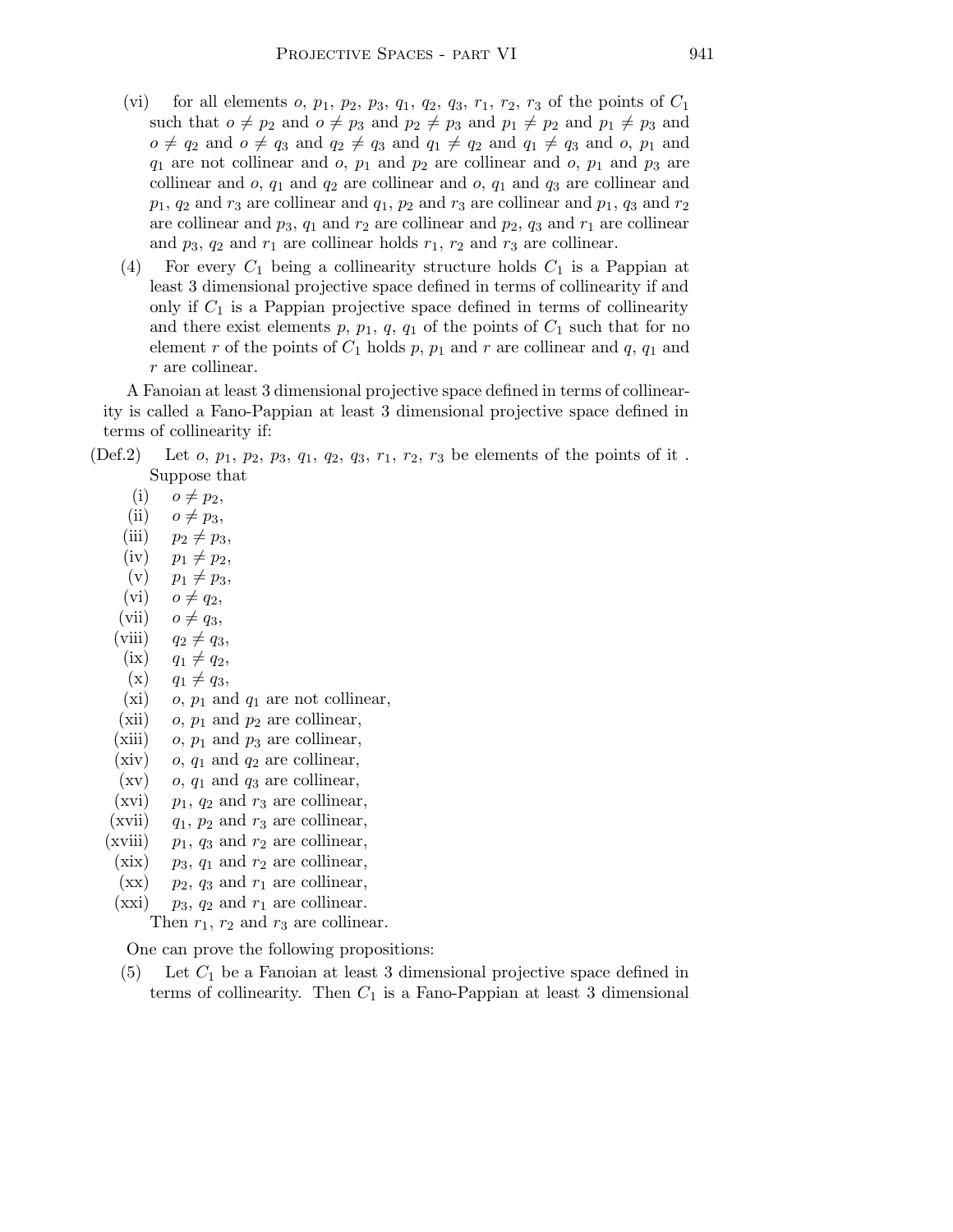(vi) for all elements $o$, $p_1$, $p_2$, $p_3$, $q_1$, $q_2$, $q_3$, $r_1$, $r_2$, $r_3$ of the points of $C_1$ such that $o \neq p_2$ and $o \neq p_3$ and $p_2 \neq p_3$ and $p_1 \neq p_2$ and $p_1 \neq p_3$ and $o \neq q_2$ and $o \neq q_3$ and $q_2 \neq q_3$ and $q_1 \neq q_2$ and $q_1 \neq q_3$ and $o$, $p_1$ and $q_1$ are not collinear and $o$, $p_1$ and $p_2$ are collinear and $o$, $p_1$ and $p_3$ are collinear and $o$, $q_1$ and $q_2$ are collinear and $o$, $q_1$ and $q_3$ are collinear and $p_1$, $q_2$ and $r_3$ are collinear and $q_1$, $p_2$ and $r_3$ are collinear and $p_1$, $q_3$ and $r_2$ are collinear and $p_3$, $q_1$ and $r_2$ are collinear and $p_2$, $q_3$ and $r_1$ are collinear and $p_3$, $q_2$ and $r_1$ are collinear holds $r_1$, $r_2$ and $r_3$ are collinear.

(4) For every $C_1$ being a collinearity structure holds $C_1$ is a Pappian at least 3 dimensional projective space defined in terms of collinearity if and only if $C_1$ is a Pappian projective space defined in terms of collinearity and there exist elements $p$, $p_1$, $q$, $q_1$ of the points of $C_1$ such that for no element $r$ of the points of $C_1$ holds $p$, $p_1$ and $r$ are collinear and $q$, $q_1$ and $r$ are collinear.

A Fanoian at least 3 dimensional projective space defined in terms of collinearity is called a Fano-Pappian at least 3 dimensional projective space defined in terms of collinearity if:

(Def.2) Let $o$, $p_1$, $p_2$, $p_3$, $q_1$, $q_2$, $q_3$, $r_1$, $r_2$, $r_3$ be elements of the points of it . Suppose that

- (i) $o \neq p_2$,
- (ii) $o \neq p_3$,
- (iii) $p_2 \neq p_3$,
- (iv) $p_1 \neq p_2$,
- (v) $p_1 \neq p_3$,
- (vi) $o \neq q_2$,
- (vii) $o \neq q_3$,
- (viii) $q_2 \neq q_3$,
- (ix) $q_1 \neq q_2$,
- (x) $q_1 \neq q_3$,
- (xi) $o$, $p_1$ and $q_1$ are not collinear,
- (xii) $o$, $p_1$ and $p_2$ are collinear,
- (xiii) $o$, $p_1$ and $p_3$ are collinear,
- (xiv) $o$, $q_1$ and $q_2$ are collinear,
- (xv) $o$, $q_1$ and $q_3$ are collinear,
- (xvi) $p_1$, $q_2$ and $r_3$ are collinear,
- (xvii) $q_1$, $p_2$ and $r_3$ are collinear,
- (xviii) $p_1$, $q_3$ and $r_2$ are collinear,
- (xix) $p_3$, $q_1$ and $r_2$ are collinear,
- (xx) $p_2$, $q_3$ and $r_1$ are collinear,
- (xxi) $p_3$, $q_2$ and $r_1$ are collinear.

Then $r_1$, $r_2$ and $r_3$ are collinear.

One can prove the following propositions:

(5) Let $C_1$ be a Fanoian at least 3 dimensional projective space defined in terms of collinearity. Then $C_1$ is a Fano-Pappian at least 3 dimensional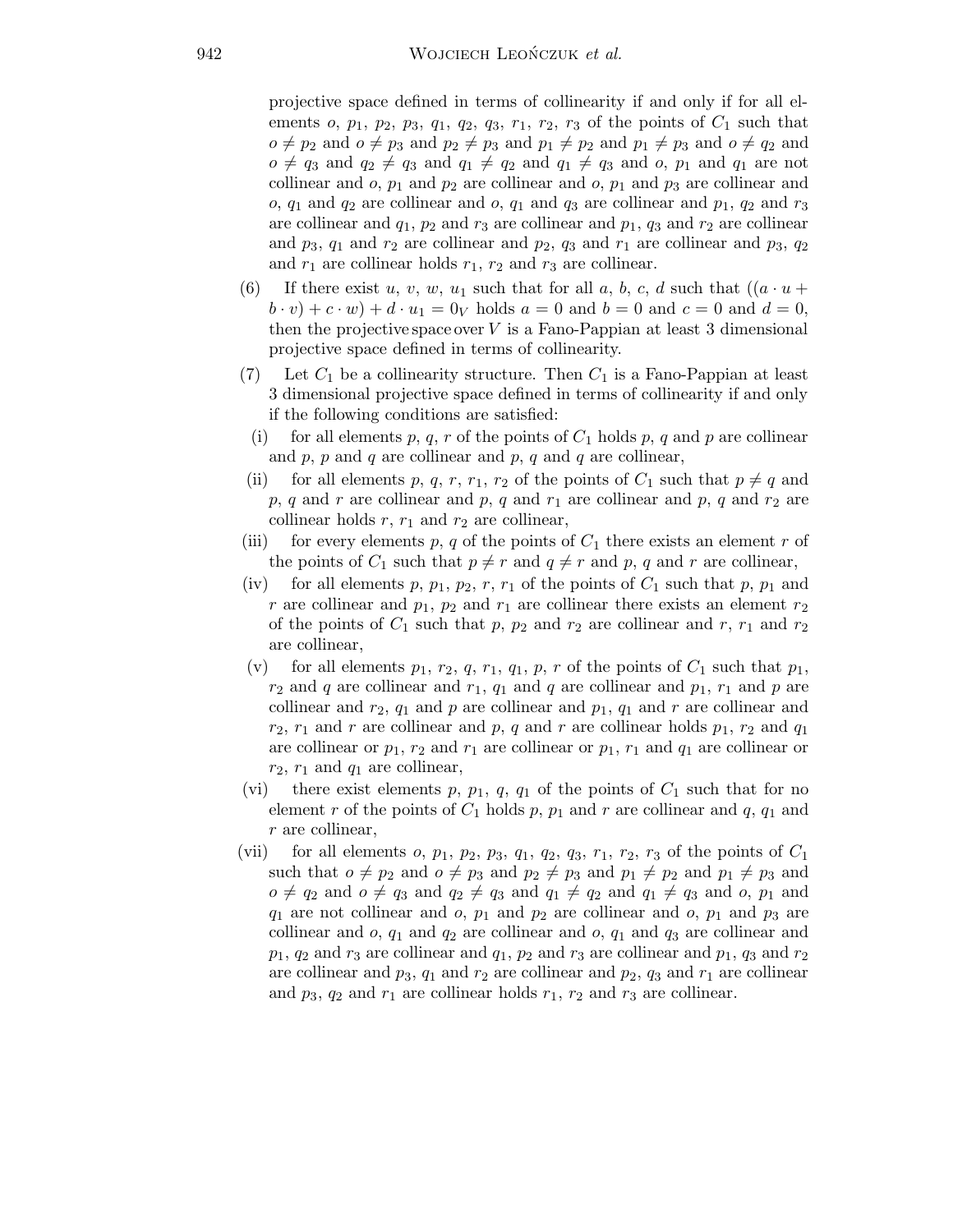projective space defined in terms of collinearity if and only if for all elements $o$, $p_1$, $p_2$, $p_3$, $q_1$, $q_2$, $q_3$, $r_1$, $r_2$, $r_3$ of the points of $C_1$ such that $o \neq p_2$ and $o \neq p_3$ and $p_2 \neq p_3$ and $p_1 \neq p_2$ and $p_1 \neq p_3$ and $o \neq q_2$ and $o \neq q_3$ and $q_2 \neq q_3$ and $q_1 \neq q_2$ and $q_1 \neq q_3$ and $o$, $p_1$ and $q_1$ are not collinear and $o$, $p_1$ and $p_2$ are collinear and $o$, $p_1$ and $p_3$ are collinear and $o$, $q_1$ and $q_2$ are collinear and $o$, $q_1$ and $q_3$ are collinear and $p_1$, $q_2$ and $r_3$ are collinear and $q_1$, $p_2$ and $r_3$ are collinear and $p_1$, $q_3$ and $r_2$ are collinear and $p_3$, $q_1$ and $r_2$ are collinear and $p_2$, $q_3$ and $r_1$ are collinear and $p_3$, $q_2$ and $r_1$ are collinear holds $r_1$, $r_2$ and $r_3$ are collinear.

(6) If there exist $u$, $v$, $w$, $u_1$ such that for all $a$, $b$, $c$, $d$ such that $((a \cdot u + b \cdot v) + c \cdot w) + d \cdot u_1 = 0_V$ holds $a = 0$ and $b = 0$ and $c = 0$ and $d = 0$, then the projective space over $V$ is a Fano-Pappian at least 3 dimensional projective space defined in terms of collinearity.

(7) Let $C_1$ be a collinearity structure. Then $C_1$ is a Fano-Pappian at least 3 dimensional projective space defined in terms of collinearity if and only if the following conditions are satisfied:

(i) for all elements $p$, $q$, $r$ of the points of $C_1$ holds $p$, $q$ and $p$ are collinear and $p$, $p$ and $q$ are collinear and $p$, $q$ and $q$ are collinear,

(ii) for all elements $p$, $q$, $r$, $r_1$, $r_2$ of the points of $C_1$ such that $p \neq q$ and $p$, $q$ and $r$ are collinear and $p$, $q$ and $r_1$ are collinear and $p$, $q$ and $r_2$ are collinear holds $r$, $r_1$ and $r_2$ are collinear,

(iii) for every elements $p$, $q$ of the points of $C_1$ there exists an element $r$ of the points of $C_1$ such that $p \neq r$ and $q \neq r$ and $p$, $q$ and $r$ are collinear,

(iv) for all elements $p$, $p_1$, $p_2$, $r$, $r_1$ of the points of $C_1$ such that $p$, $p_1$ and $r$ are collinear and $p_1$, $p_2$ and $r_1$ are collinear there exists an element $r_2$ of the points of $C_1$ such that $p$, $p_2$ and $r_2$ are collinear and $r$, $r_1$ and $r_2$ are collinear,

(v) for all elements $p_1$, $r_2$, $q$, $r_1$, $q_1$, $p$, $r$ of the points of $C_1$ such that $p_1$, $r_2$ and $q$ are collinear and $r_1$, $q_1$ and $q$ are collinear and $p_1$, $r_1$ and $p$ are collinear and $r_2$, $q_1$ and $p$ are collinear and $p_1$, $q_1$ and $r$ are collinear and $r_2$, $r_1$ and $r$ are collinear and $p$, $q$ and $r$ are collinear holds $p_1$, $r_2$ and $q_1$ are collinear or $p_1$, $r_2$ and $r_1$ are collinear or $p_1$, $r_1$ and $q_1$ are collinear or $r_2$, $r_1$ and $q_1$ are collinear,

(vi) there exist elements $p$, $p_1$, $q$, $q_1$ of the points of $C_1$ such that for no element $r$ of the points of $C_1$ holds $p$, $p_1$ and $r$ are collinear and $q$, $q_1$ and $r$ are collinear,

(vii) for all elements $o$, $p_1$, $p_2$, $p_3$, $q_1$, $q_2$, $q_3$, $r_1$, $r_2$, $r_3$ of the points of $C_1$ such that $o \neq p_2$ and $o \neq p_3$ and $p_2 \neq p_3$ and $p_1 \neq p_2$ and $p_1 \neq p_3$ and $o \neq q_2$ and $o \neq q_3$ and $q_2 \neq q_3$ and $q_1 \neq q_2$ and $q_1 \neq q_3$ and $o$, $p_1$ and $q_1$ are not collinear and $o$, $p_1$ and $p_2$ are collinear and $o$, $p_1$ and $p_3$ are collinear and $o$, $q_1$ and $q_2$ are collinear and $o$, $q_1$ and $q_3$ are collinear and $p_1$, $q_2$ and $r_3$ are collinear and $q_1$, $p_2$ and $r_3$ are collinear and $p_1$, $q_3$ and $r_2$ are collinear and $p_3$, $q_1$ and $r_2$ are collinear and $p_2$, $q_3$ and $r_1$ are collinear and $p_3$, $q_2$ and $r_1$ are collinear holds $r_1$, $r_2$ and $r_3$ are collinear.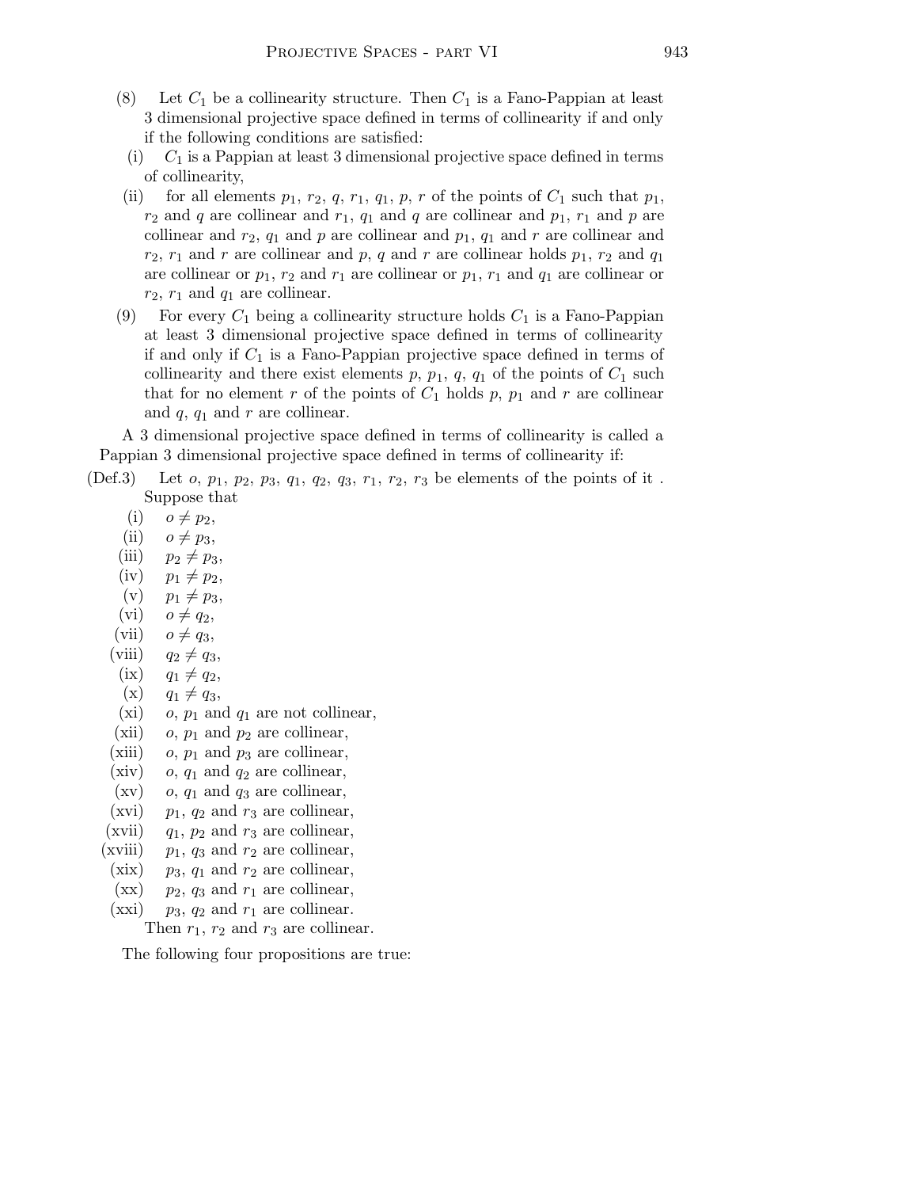(8) Let $C_1$ be a collinearity structure. Then $C_1$ is a Fano-Pappian at least 3 dimensional projective space defined in terms of collinearity if and only if the following conditions are satisfied:

(i) $C_1$ is a Pappian at least 3 dimensional projective space defined in terms of collinearity,

(ii) for all elements $p_1$, $r_2$, $q$, $r_1$, $q_1$, $p$, $r$ of the points of $C_1$ such that $p_1$, $r_2$ and $q$ are collinear and $r_1$, $q_1$ and $q$ are collinear and $p_1$, $r_1$ and $p$ are collinear and $r_2$, $q_1$ and $p$ are collinear and $p_1$, $q_1$ and $r$ are collinear and $r_2$, $r_1$ and $r$ are collinear and $p$, $q$ and $r$ are collinear holds $p_1$, $r_2$ and $q_1$ are collinear or $p_1$, $r_2$ and $r_1$ are collinear or $p_1$, $r_1$ and $q_1$ are collinear or $r_2$, $r_1$ and $q_1$ are collinear.

(9) For every $C_1$ being a collinearity structure holds $C_1$ is a Fano-Pappian at least 3 dimensional projective space defined in terms of collinearity if and only if $C_1$ is a Fano-Pappian projective space defined in terms of collinearity and there exist elements $p$, $p_1$, $q$, $q_1$ of the points of $C_1$ such that for no element $r$ of the points of $C_1$ holds $p$, $p_1$ and $r$ are collinear and $q$, $q_1$ and $r$ are collinear.

A 3 dimensional projective space defined in terms of collinearity is called a Pappian 3 dimensional projective space defined in terms of collinearity if:

(Def.3) Let $o$, $p_1$, $p_2$, $p_3$, $q_1$, $q_2$, $q_3$, $r_1$, $r_2$, $r_3$ be elements of the points of it . Suppose that

(i) $o \neq p_2$,

(ii) $o \neq p_3$,

(iii) $p_2 \neq p_3$,

(iv) $p_1 \neq p_2$,

(v) $p_1 \neq p_3$,

(vi) $o \neq q_2$,

(vii) $o \neq q_3$,

(viii) $q_2 \neq q_3$,

(ix) $q_1 \neq q_2$,

(x) $q_1 \neq q_3$,

(xi) $o$, $p_1$ and $q_1$ are not collinear,

(xii) $o$, $p_1$ and $p_2$ are collinear,

(xiii) $o$, $p_1$ and $p_3$ are collinear,

(xiv) $o$, $q_1$ and $q_2$ are collinear,

(xv) $o$, $q_1$ and $q_3$ are collinear,

(xvi) $p_1$, $q_2$ and $r_3$ are collinear,

(xvii) $q_1$, $p_2$ and $r_3$ are collinear,

(xviii) $p_1$, $q_3$ and $r_2$ are collinear,

(xix) $p_3$, $q_1$ and $r_2$ are collinear,

(xx) $p_2$, $q_3$ and $r_1$ are collinear,

(xxi) $p_3$, $q_2$ and $r_1$ are collinear.

Then $r_1$, $r_2$ and $r_3$ are collinear.

The following four propositions are true: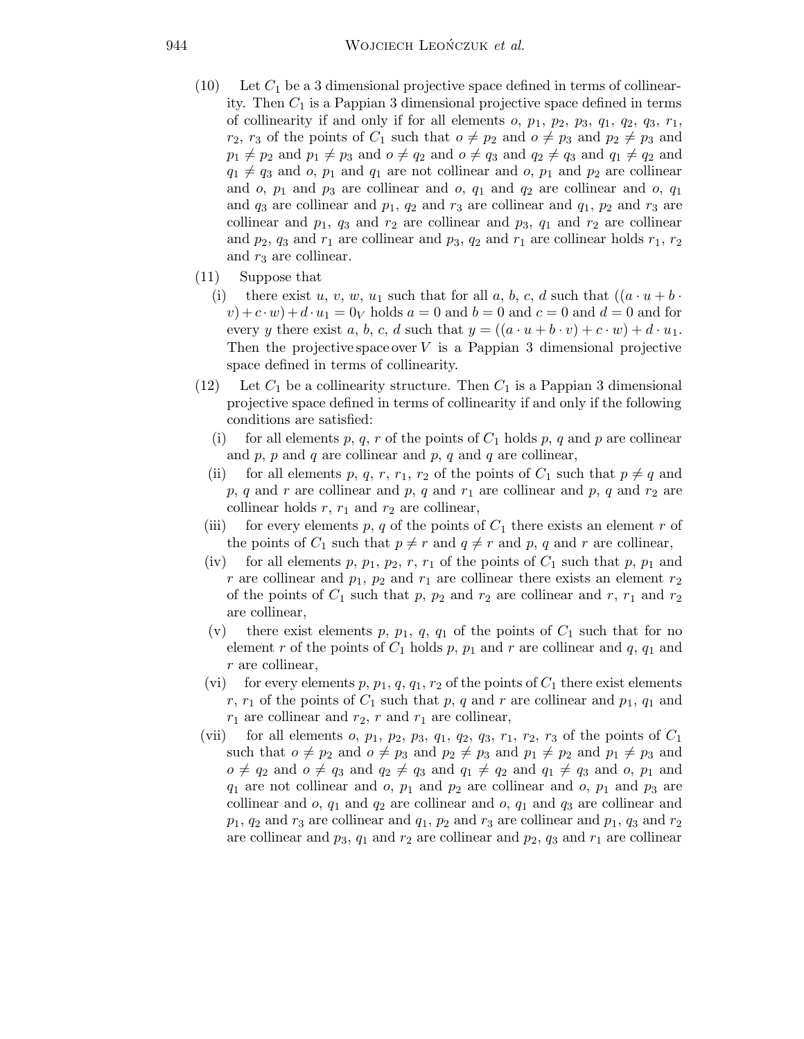(10) Let $C_1$ be a 3 dimensional projective space defined in terms of collinearity. Then $C_1$ is a Pappian 3 dimensional projective space defined in terms of collinearity if and only if for all elements $o$, $p_1$, $p_2$, $p_3$, $q_1$, $q_2$, $q_3$, $r_1$, $r_2$, $r_3$ of the points of $C_1$ such that $o \neq p_2$ and $o \neq p_3$ and $p_2 \neq p_3$ and $p_1 \neq p_2$ and $p_1 \neq p_3$ and $o \neq q_2$ and $o \neq q_3$ and $q_2 \neq q_3$ and $q_1 \neq q_2$ and $q_1 \neq q_3$ and $o$, $p_1$ and $q_1$ are not collinear and $o$, $p_1$ and $p_2$ are collinear and $o$, $p_1$ and $p_3$ are collinear and $o$, $q_1$ and $q_2$ are collinear and $o$, $q_1$ and $q_3$ are collinear and $p_1$, $q_2$ and $r_3$ are collinear and $q_1$, $p_2$ and $r_3$ are collinear and $p_1$, $q_3$ and $r_2$ are collinear and $p_3$, $q_1$ and $r_2$ are collinear and $p_2$, $q_3$ and $r_1$ are collinear and $p_3$, $q_2$ and $r_1$ are collinear holds $r_1$, $r_2$ and $r_3$ are collinear.

(11) Suppose that

(i) there exist $u$, $v$, $w$, $u_1$ such that for all $a$, $b$, $c$, $d$ such that $((a \cdot u + b \cdot v) + c \cdot w) + d \cdot u_1 = 0_V$ holds $a = 0$ and $b = 0$ and $c = 0$ and $d = 0$ and for every $y$ there exist $a$, $b$, $c$, $d$ such that $y = ((a \cdot u + b \cdot v) + c \cdot w) + d \cdot u_1$.

Then the projective space over $V$ is a Pappian 3 dimensional projective space defined in terms of collinearity.

(12) Let $C_1$ be a collinearity structure. Then $C_1$ is a Pappian 3 dimensional projective space defined in terms of collinearity if and only if the following conditions are satisfied:

(i) for all elements $p$, $q$, $r$ of the points of $C_1$ holds $p$, $q$ and $p$ are collinear and $p$, $p$ and $q$ are collinear and $p$, $q$ and $q$ are collinear,

(ii) for all elements $p$, $q$, $r$, $r_1$, $r_2$ of the points of $C_1$ such that $p \neq q$ and $p$, $q$ and $r$ are collinear and $p$, $q$ and $r_1$ are collinear and $p$, $q$ and $r_2$ are collinear holds $r$, $r_1$ and $r_2$ are collinear,

(iii) for every elements $p$, $q$ of the points of $C_1$ there exists an element $r$ of the points of $C_1$ such that $p \neq r$ and $q \neq r$ and $p$, $q$ and $r$ are collinear,

(iv) for all elements $p$, $p_1$, $p_2$, $r$, $r_1$ of the points of $C_1$ such that $p$, $p_1$ and $r$ are collinear and $p_1$, $p_2$ and $r_1$ are collinear there exists an element $r_2$ of the points of $C_1$ such that $p$, $p_2$ and $r_2$ are collinear and $r$, $r_1$ and $r_2$ are collinear,

(v) there exist elements $p$, $p_1$, $q$, $q_1$ of the points of $C_1$ such that for no element $r$ of the points of $C_1$ holds $p$, $p_1$ and $r$ are collinear and $q$, $q_1$ and $r$ are collinear,

(vi) for every elements $p$, $p_1$, $q$, $q_1$, $r_2$ of the points of $C_1$ there exist elements $r$, $r_1$ of the points of $C_1$ such that $p$, $q$ and $r$ are collinear and $p_1$, $q_1$ and $r_1$ are collinear and $r_2$, $r$ and $r_1$ are collinear,

(vii) for all elements $o$, $p_1$, $p_2$, $p_3$, $q_1$, $q_2$, $q_3$, $r_1$, $r_2$, $r_3$ of the points of $C_1$ such that $o \neq p_2$ and $o \neq p_3$ and $p_2 \neq p_3$ and $p_1 \neq p_2$ and $p_1 \neq p_3$ and $o \neq q_2$ and $o \neq q_3$ and $q_2 \neq q_3$ and $q_1 \neq q_2$ and $q_1 \neq q_3$ and $o$, $p_1$ and $q_1$ are not collinear and $o$, $p_1$ and $p_2$ are collinear and $o$, $p_1$ and $p_3$ are collinear and $o$, $q_1$ and $q_2$ are collinear and $o$, $q_1$ and $q_3$ are collinear and $p_1$, $q_2$ and $r_3$ are collinear and $q_1$, $p_2$ and $r_3$ are collinear and $p_1$, $q_3$ and $r_2$ are collinear and $p_3$, $q_1$ and $r_2$ are collinear and $p_2$, $q_3$ and $r_1$ are collinear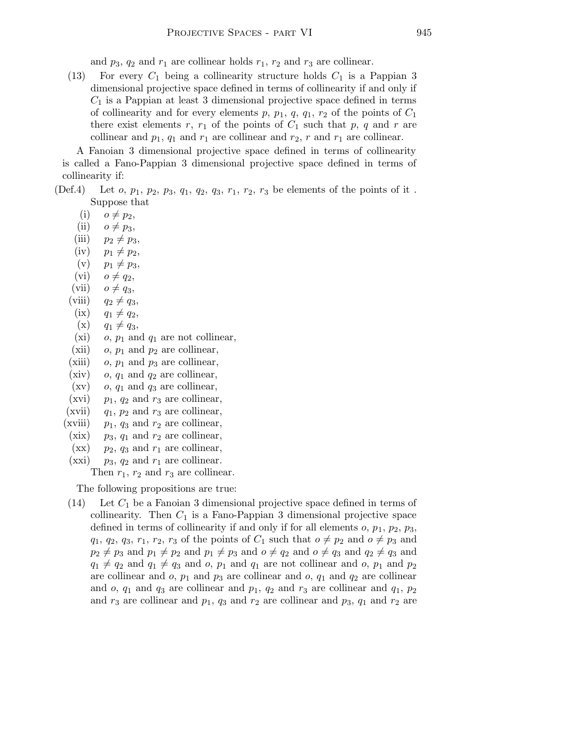and $p_3$, $q_2$ and $r_1$ are collinear holds $r_1$, $r_2$ and $r_3$ are collinear.

(13) For every $C_1$ being a collinearity structure holds $C_1$ is a Pappian 3 dimensional projective space defined in terms of collinearity if and only if $C_1$ is a Pappian at least 3 dimensional projective space defined in terms of collinearity and for every elements $p$, $p_1$, $q$, $q_1$, $r_2$ of the points of $C_1$ there exist elements $r$, $r_1$ of the points of $C_1$ such that $p$, $q$ and $r$ are collinear and $p_1$, $q_1$ and $r_1$ are collinear and $r_2$, $r$ and $r_1$ are collinear.

A Fanoian 3 dimensional projective space defined in terms of collinearity is called a Fano-Pappian 3 dimensional projective space defined in terms of collinearity if:

(Def.4) Let $o$, $p_1$, $p_2$, $p_3$, $q_1$, $q_2$, $q_3$, $r_1$, $r_2$, $r_3$ be elements of the points of it . Suppose that

- (i) $o \neq p_2$,
- (ii) $o \neq p_3$,
- (iii) $p_2 \neq p_3$,
- (iv) $p_1 \neq p_2$,
- (v) $p_1 \neq p_3$,
- (vi) $o \neq q_2$,
- (vii) $o \neq q_3$,
- (viii) $q_2 \neq q_3$,
- (ix) $q_1 \neq q_2$,
- (x) $q_1 \neq q_3$,
- (xi) $o$, $p_1$ and $q_1$ are not collinear,
- (xii) $o$, $p_1$ and $p_2$ are collinear,
- (xiii) $o$, $p_1$ and $p_3$ are collinear,
- (xiv) $o$, $q_1$ and $q_2$ are collinear,
- (xv) $o$, $q_1$ and $q_3$ are collinear,
- (xvi) $p_1$, $q_2$ and $r_3$ are collinear,
- (xvii) $q_1$, $p_2$ and $r_3$ are collinear,
- (xviii) $p_1$, $q_3$ and $r_2$ are collinear,
- (xix) $p_3$, $q_1$ and $r_2$ are collinear,
- (xx) $p_2$, $q_3$ and $r_1$ are collinear,
- (xxi) $p_3$, $q_2$ and $r_1$ are collinear.

Then $r_1$, $r_2$ and $r_3$ are collinear.

The following propositions are true:

(14) Let $C_1$ be a Fanoian 3 dimensional projective space defined in terms of collinearity. Then $C_1$ is a Fano-Pappian 3 dimensional projective space defined in terms of collinearity if and only if for all elements $o$, $p_1$, $p_2$, $p_3$, $q_1$, $q_2$, $q_3$, $r_1$, $r_2$, $r_3$ of the points of $C_1$ such that $o \neq p_2$ and $o \neq p_3$ and $p_2 \neq p_3$ and $p_1 \neq p_2$ and $p_1 \neq p_3$ and $o \neq q_2$ and $o \neq q_3$ and $q_2 \neq q_3$ and $q_1 \neq q_2$ and $q_1 \neq q_3$ and $o$, $p_1$ and $q_1$ are not collinear and $o$, $p_1$ and $p_2$ are collinear and $o$, $p_1$ and $p_3$ are collinear and $o$, $q_1$ and $q_2$ are collinear and $o$, $q_1$ and $q_3$ are collinear and $p_1$, $q_2$ and $r_3$ are collinear and $q_1$, $p_2$ and $r_3$ are collinear and $p_1$, $q_3$ and $r_2$ are collinear and $p_3$, $q_1$ and $r_2$ are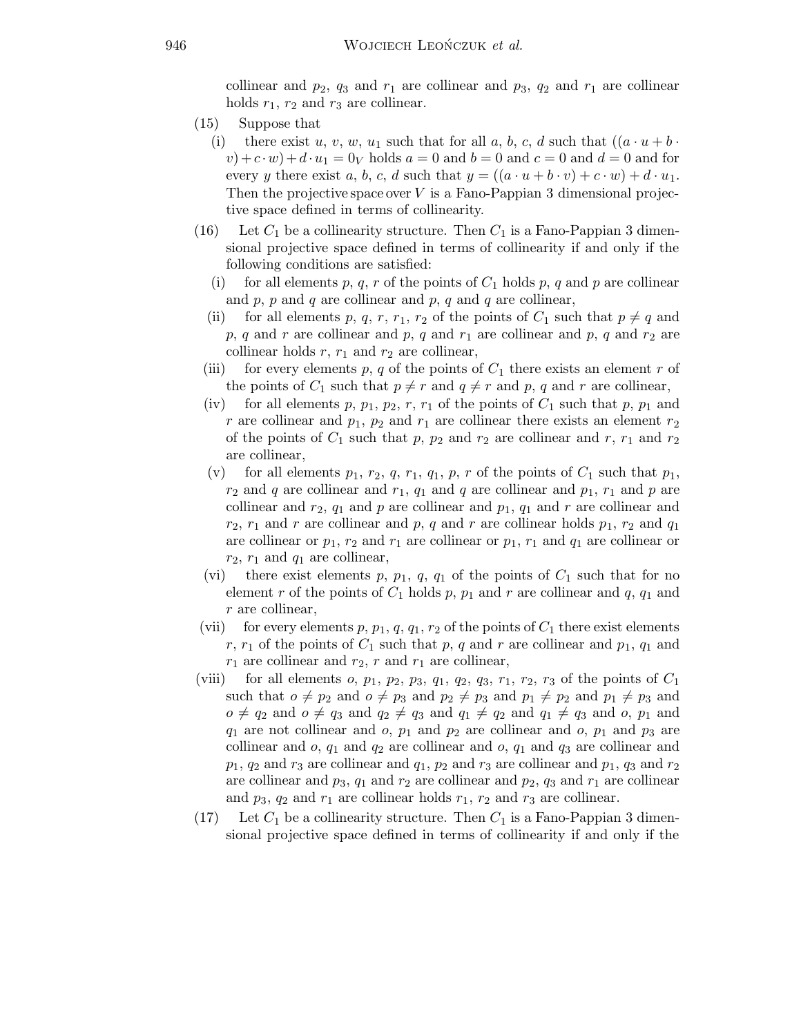collinear and $p_2$, $q_3$ and $r_1$ are collinear and $p_3$, $q_2$ and $r_1$ are collinear holds $r_1$, $r_2$ and $r_3$ are collinear.

(15) Suppose that

(i) there exist $u$, $v$, $w$, $u_1$ such that for all $a$, $b$, $c$, $d$ such that $((a \cdot u + b \cdot v) + c \cdot w) + d \cdot u_1 = 0_V$ holds $a = 0$ and $b = 0$ and $c = 0$ and $d = 0$ and for every $y$ there exist $a$, $b$, $c$, $d$ such that $y = ((a \cdot u + b \cdot v) + c \cdot w) + d \cdot u_1$.

Then the projective space over $V$ is a Fano-Pappian 3 dimensional projective space defined in terms of collinearity.

(16) Let $C_1$ be a collinearity structure. Then $C_1$ is a Fano-Pappian 3 dimensional projective space defined in terms of collinearity if and only if the following conditions are satisfied:

(i) for all elements $p$, $q$, $r$ of the points of $C_1$ holds $p$, $q$ and $p$ are collinear and $p$, $p$ and $q$ are collinear and $p$, $q$ and $q$ are collinear,

(ii) for all elements $p$, $q$, $r$, $r_1$, $r_2$ of the points of $C_1$ such that $p \neq q$ and $p$, $q$ and $r$ are collinear and $p$, $q$ and $r_1$ are collinear and $p$, $q$ and $r_2$ are collinear holds $r$, $r_1$ and $r_2$ are collinear,

(iii) for every elements $p$, $q$ of the points of $C_1$ there exists an element $r$ of the points of $C_1$ such that $p \neq r$ and $q \neq r$ and $p$, $q$ and $r$ are collinear,

(iv) for all elements $p$, $p_1$, $p_2$, $r$, $r_1$ of the points of $C_1$ such that $p$, $p_1$ and $r$ are collinear and $p_1$, $p_2$ and $r_1$ are collinear there exists an element $r_2$ of the points of $C_1$ such that $p$, $p_2$ and $r_2$ are collinear and $r$, $r_1$ and $r_2$ are collinear,

(v) for all elements $p_1$, $r_2$, $q$, $r_1$, $q_1$, $p$, $r$ of the points of $C_1$ such that $p_1$, $r_2$ and $q$ are collinear and $r_1$, $q_1$ and $q$ are collinear and $p_1$, $r_1$ and $p$ are collinear and $r_2$, $q_1$ and $p$ are collinear and $p_1$, $q_1$ and $r$ are collinear and $r_2$, $r_1$ and $r$ are collinear and $p$, $q$ and $r$ are collinear holds $p_1$, $r_2$ and $q_1$ are collinear or $p_1$, $r_2$ and $r_1$ are collinear or $p_1$, $r_1$ and $q_1$ are collinear or $r_2$, $r_1$ and $q_1$ are collinear,

(vi) there exist elements $p$, $p_1$, $q$, $q_1$ of the points of $C_1$ such that for no element $r$ of the points of $C_1$ holds $p$, $p_1$ and $r$ are collinear and $q$, $q_1$ and $r$ are collinear,

(vii) for every elements $p$, $p_1$, $q$, $q_1$, $r_2$ of the points of $C_1$ there exist elements $r$, $r_1$ of the points of $C_1$ such that $p$, $q$ and $r$ are collinear and $p_1$, $q_1$ and $r_1$ are collinear and $r_2$, $r$ and $r_1$ are collinear,

(viii) for all elements $o$, $p_1$, $p_2$, $p_3$, $q_1$, $q_2$, $q_3$, $r_1$, $r_2$, $r_3$ of the points of $C_1$ such that $o \neq p_2$ and $o \neq p_3$ and $p_2 \neq p_3$ and $p_1 \neq p_2$ and $p_1 \neq p_3$ and $o \neq q_2$ and $o \neq q_3$ and $q_2 \neq q_3$ and $q_1 \neq q_2$ and $q_1 \neq q_3$ and $o$, $p_1$ and $q_1$ are not collinear and $o$, $p_1$ and $p_2$ are collinear and $o$, $p_1$ and $p_3$ are collinear and $o$, $q_1$ and $q_2$ are collinear and $o$, $q_1$ and $q_3$ are collinear and $p_1$, $q_2$ and $r_3$ are collinear and $q_1$, $p_2$ and $r_3$ are collinear and $p_1$, $q_3$ and $r_2$ are collinear and $p_3$, $q_1$ and $r_2$ are collinear and $p_2$, $q_3$ and $r_1$ are collinear and $p_3$, $q_2$ and $r_1$ are collinear holds $r_1$, $r_2$ and $r_3$ are collinear.

(17) Let $C_1$ be a collinearity structure. Then $C_1$ is a Fano-Pappian 3 dimensional projective space defined in terms of collinearity if and only if the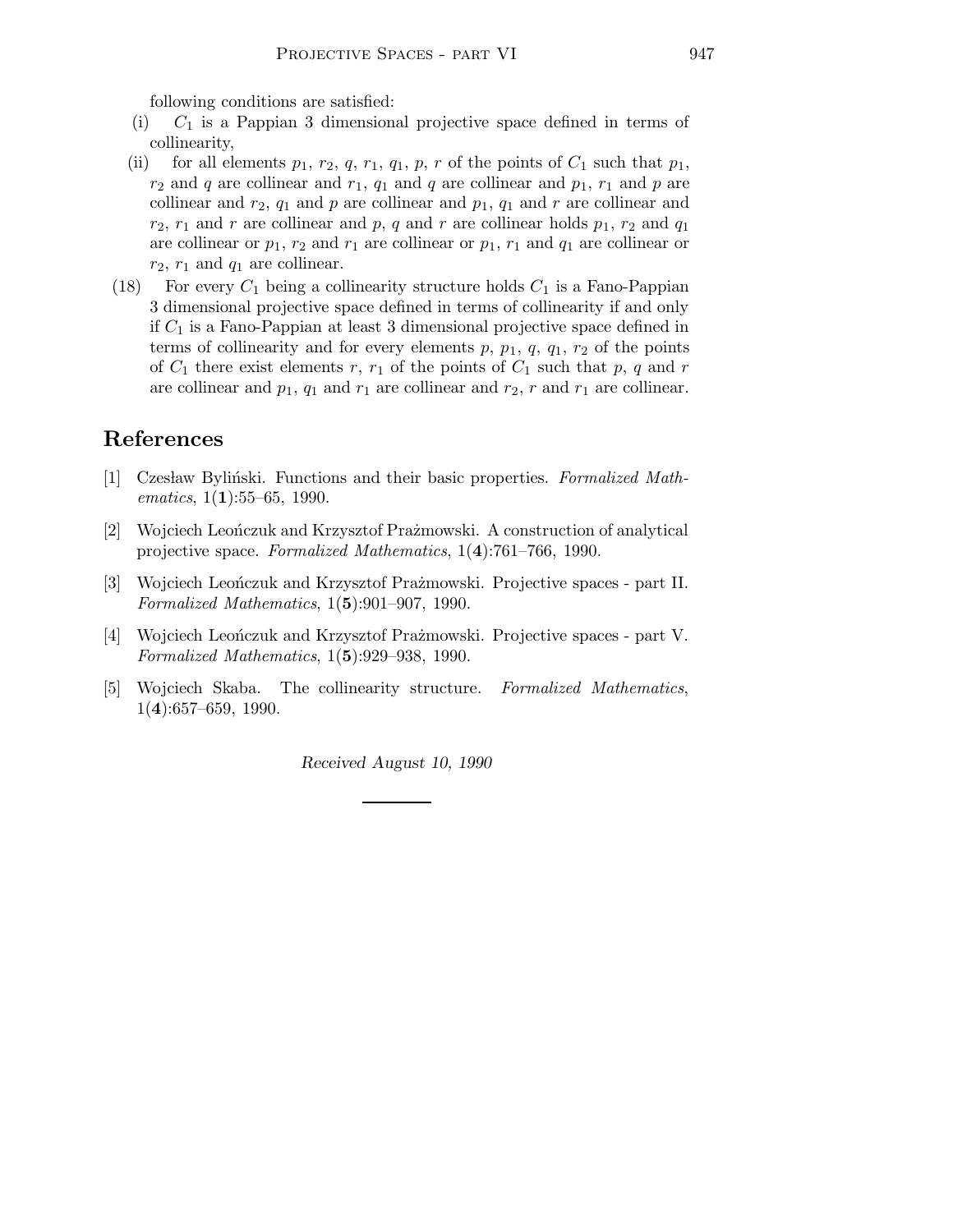following conditions are satisfied:

(i) $C_1$ is a Pappian 3 dimensional projective space defined in terms of collinearity,

(ii) for all elements $p_1$, $r_2$, $q$, $r_1$, $q_1$, $p$, $r$ of the points of $C_1$ such that $p_1$, $r_2$ and $q$ are collinear and $r_1$, $q_1$ and $q$ are collinear and $p_1$, $r_1$ and $p$ are collinear and $r_2$, $q_1$ and $p$ are collinear and $p_1$, $q_1$ and $r$ are collinear and $r_2$, $r_1$ and $r$ are collinear and $p$, $q$ and $r$ are collinear holds $p_1$, $r_2$ and $q_1$ are collinear or $p_1$, $r_2$ and $r_1$ are collinear or $p_1$, $r_1$ and $q_1$ are collinear or $r_2$, $r_1$ and $q_1$ are collinear.

(18) For every $C_1$ being a collinearity structure holds $C_1$ is a Fano-Pappian 3 dimensional projective space defined in terms of collinearity if and only if $C_1$ is a Fano-Pappian at least 3 dimensional projective space defined in terms of collinearity and for every elements $p$, $p_1$, $q$, $q_1$, $r_2$ of the points of $C_1$ there exist elements $r$, $r_1$ of the points of $C_1$ such that $p$, $q$ and $r$ are collinear and $p_1$, $q_1$ and $r_1$ are collinear and $r_2$, $r$ and $r_1$ are collinear.

## References

[1] Czesław Byliński. Functions and their basic properties. *Formalized Mathematics*, 1(**1**):55–65, 1990.

[2] Wojciech Leończuk and Krzysztof Prażmowski. A construction of analytical projective space. *Formalized Mathematics*, 1(**4**):761–766, 1990.

[3] Wojciech Leończuk and Krzysztof Prażmowski. Projective spaces - part II. *Formalized Mathematics*, 1(**5**):901–907, 1990.

[4] Wojciech Leończuk and Krzysztof Prażmowski. Projective spaces - part V. *Formalized Mathematics*, 1(**5**):929–938, 1990.

[5] Wojciech Skaba. The collinearity structure. *Formalized Mathematics*, 1(**4**):657–659, 1990.

*Received August 10, 1990*